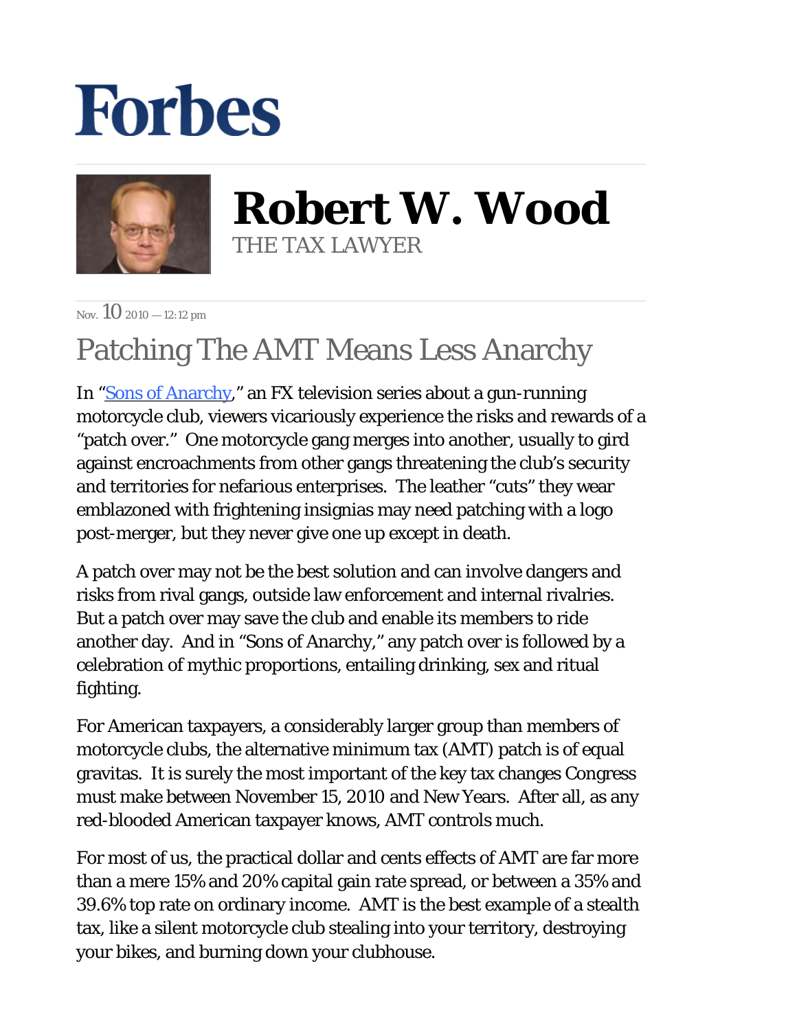# Forbes

**Robert W. Wood**
THE TAX LAWYER

Nov. 10 2010 — 12:12 pm

## Patching The AMT Means Less Anarchy

In "Sons of Anarchy," an FX television series about a gun-running motorcycle club, viewers vicariously experience the risks and rewards of a "patch over." One motorcycle gang merges into another, usually to gird against encroachments from other gangs threatening the club's security and territories for nefarious enterprises. The leather "cuts" they wear emblazoned with frightening insignias may need patching with a logo post-merger, but they never give one up except in death.

A patch over may not be the best solution and can involve dangers and risks from rival gangs, outside law enforcement and internal rivalries. But a patch over may save the club and enable its members to ride another day. And in "Sons of Anarchy," any patch over is followed by a celebration of mythic proportions, entailing drinking, sex and ritual fighting.

For American taxpayers, a considerably larger group than members of motorcycle clubs, the alternative minimum tax (AMT) patch is of equal gravitas. It is surely the most important of the key tax changes Congress must make between November 15, 2010 and New Years. After all, as any red-blooded American taxpayer knows, AMT controls much.

For most of us, the practical dollar and cents effects of AMT are far more than a mere 15% and 20% capital gain rate spread, or between a 35% and 39.6% top rate on ordinary income. AMT is the best example of a stealth tax, like a silent motorcycle club stealing into your territory, destroying your bikes, and burning down your clubhouse.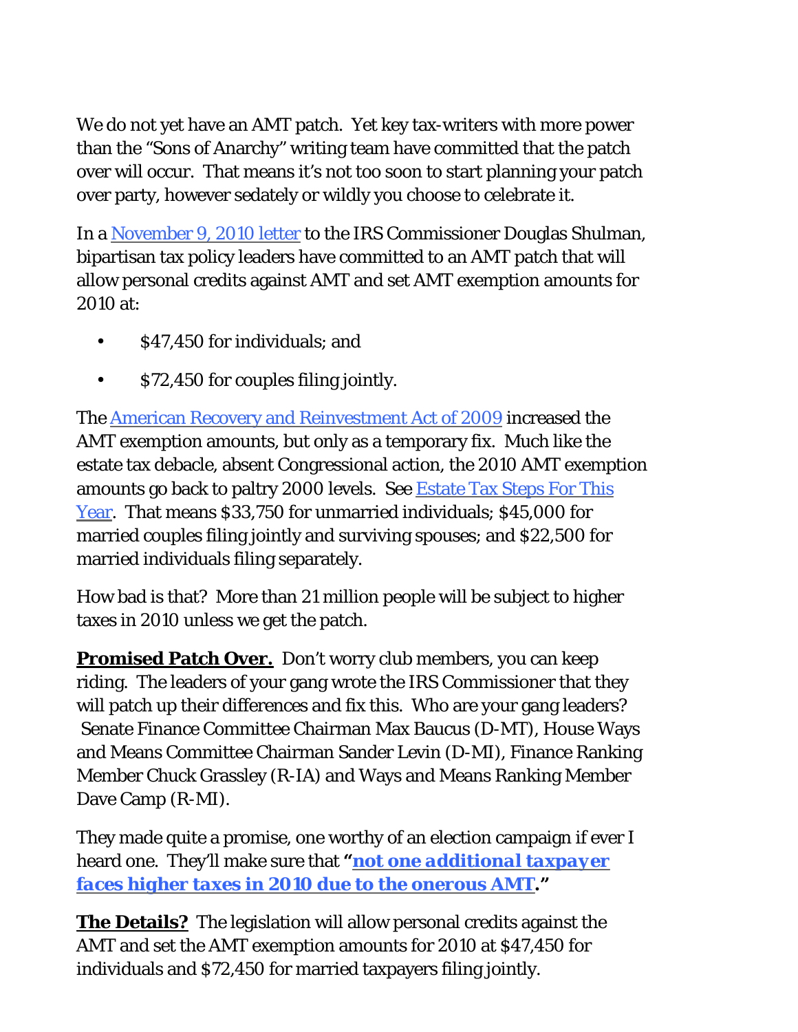We do not yet have an AMT patch. Yet key tax-writers with more power than the "Sons of Anarchy" writing team have committed that the patch over will occur. That means it's not too soon to start planning your patch over party, however sedately or wildly you choose to celebrate it.

In a November 9, 2010 letter to the IRS Commissioner Douglas Shulman, bipartisan tax policy leaders have committed to an AMT patch that will allow personal credits against AMT and set AMT exemption amounts for 2010 at:

- $47,450 for individuals; and
- $72,450 for couples filing jointly.

The American Recovery and Reinvestment Act of 2009 increased the AMT exemption amounts, but only as a temporary fix. Much like the estate tax debacle, absent Congressional action, the 2010 AMT exemption amounts go back to paltry 2000 levels. See Estate Tax Steps For This Year. That means $33,750 for unmarried individuals; $45,000 for married couples filing jointly and surviving spouses; and $22,500 for married individuals filing separately.

How bad is that? More than 21 million people will be subject to higher taxes in 2010 unless we get the patch.

**Promised Patch Over.** Don't worry club members, you can keep riding. The leaders of your gang wrote the IRS Commissioner that they will patch up their differences and fix this. Who are your gang leaders? Senate Finance Committee Chairman Max Baucus (D-MT), House Ways and Means Committee Chairman Sander Levin (D-MI), Finance Ranking Member Chuck Grassley (R-IA) and Ways and Means Ranking Member Dave Camp (R-MI).

They made quite a promise, one worthy of an election campaign if ever I heard one. They'll make sure that **"*not one additional taxpayer faces higher taxes in 2010 due to the onerous AMT*."**

**The Details?** The legislation will allow personal credits against the AMT and set the AMT exemption amounts for 2010 at $47,450 for individuals and $72,450 for married taxpayers filing jointly.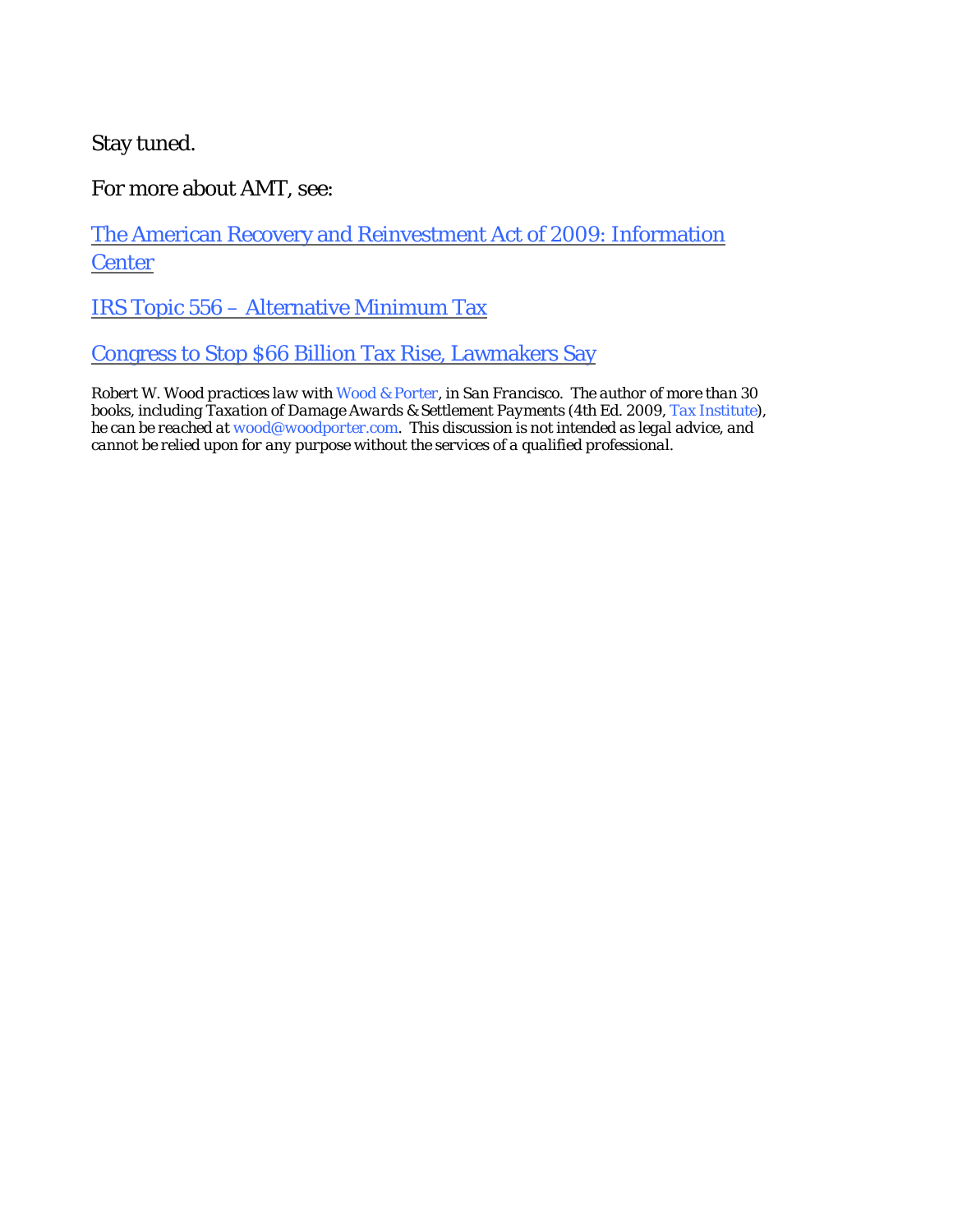Stay tuned.

For more about AMT, see:

[The American Recovery and Reinvestment Act of 2009: Information Center]

[IRS Topic 556 – Alternative Minimum Tax]

[Congress to Stop $66 Billion Tax Rise, Lawmakers Say]

*Robert W. Wood practices law with Wood & Porter, in San Francisco. The author of more than 30 books, including Taxation of Damage Awards & Settlement Payments (4th Ed. 2009, Tax Institute), he can be reached at wood@woodporter.com. This discussion is not intended as legal advice, and cannot be relied upon for any purpose without the services of a qualified professional.*